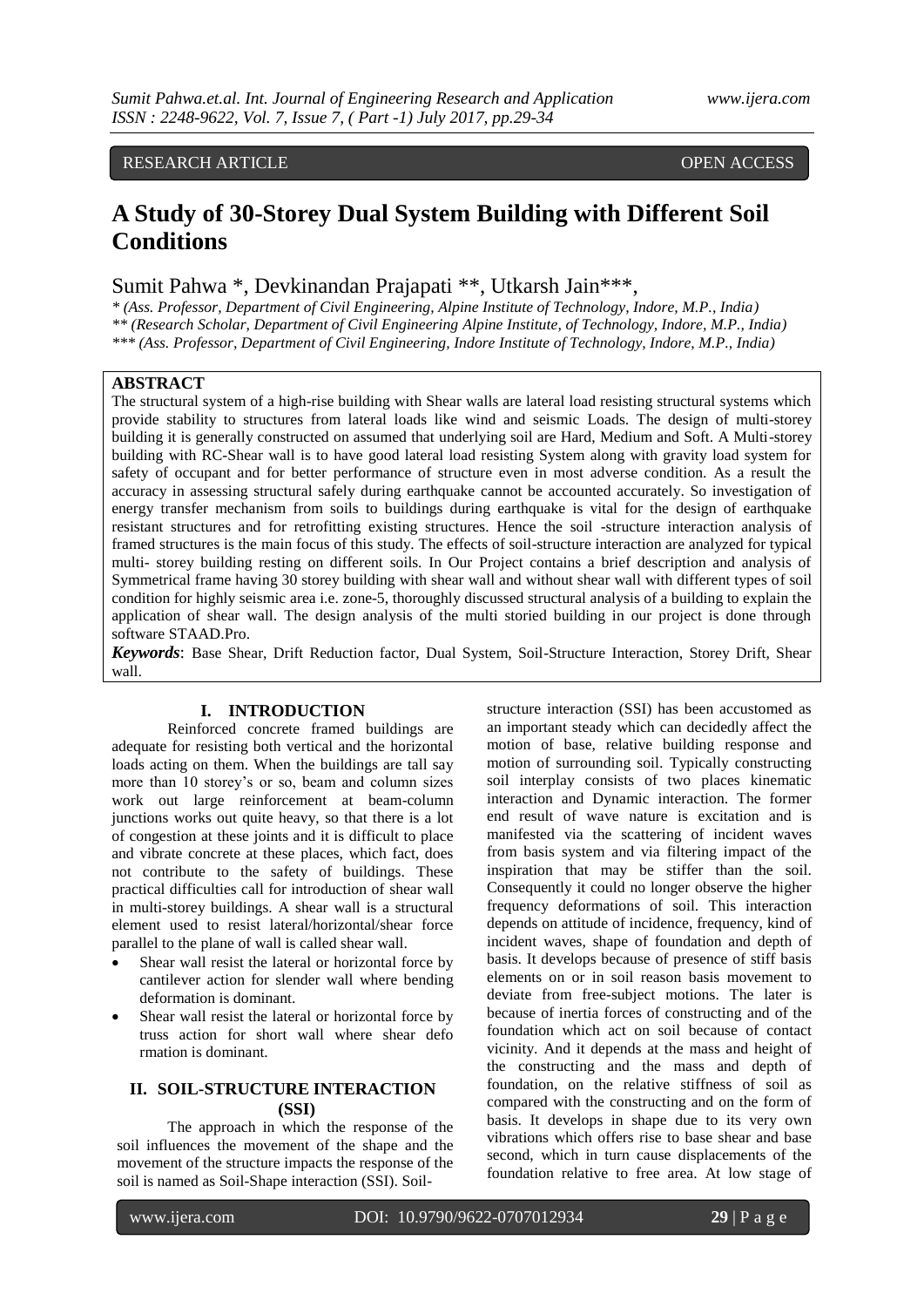RESEARCH ARTICLE OPEN ACCESS

# A Study of 30-Storey Dual System Building with Different Soil Conditions

Sumit Pahwa *, Devkinandan Prajapati **, Utkarsh Jain***,

*\* (Ass. Professor, Department of Civil Engineering, Alpine Institute of Technology, Indore, M.P., India)*
*\*\* (Research Scholar, Department of Civil Engineering Alpine Institute, of Technology, Indore, M.P., India)*
*\*\*\* (Ass. Professor, Department of Civil Engineering, Indore Institute of Technology, Indore, M.P., India)*

## ABSTRACT

The structural system of a high-rise building with Shear walls are lateral load resisting structural systems which provide stability to structures from lateral loads like wind and seismic Loads. The design of multi-storey building it is generally constructed on assumed that underlying soil are Hard, Medium and Soft. A Multi-storey building with RC-Shear wall is to have good lateral load resisting System along with gravity load system for safety of occupant and for better performance of structure even in most adverse condition. As a result the accuracy in assessing structural safely during earthquake cannot be accounted accurately. So investigation of energy transfer mechanism from soils to buildings during earthquake is vital for the design of earthquake resistant structures and for retrofitting existing structures. Hence the soil -structure interaction analysis of framed structures is the main focus of this study. The effects of soil-structure interaction are analyzed for typical multi- storey building resting on different soils. In Our Project contains a brief description and analysis of Symmetrical frame having 30 storey building with shear wall and without shear wall with different types of soil condition for highly seismic area i.e. zone-5, thoroughly discussed structural analysis of a building to explain the application of shear wall. The design analysis of the multi storied building in our project is done through software STAAD.Pro.

***Keywords***: Base Shear, Drift Reduction factor, Dual System, Soil-Structure Interaction, Storey Drift, Shear wall.

## I. INTRODUCTION

Reinforced concrete framed buildings are adequate for resisting both vertical and the horizontal loads acting on them. When the buildings are tall say more than 10 storey's or so, beam and column sizes work out large reinforcement at beam-column junctions works out quite heavy, so that there is a lot of congestion at these joints and it is difficult to place and vibrate concrete at these places, which fact, does not contribute to the safety of buildings. These practical difficulties call for introduction of shear wall in multi-storey buildings. A shear wall is a structural element used to resist lateral/horizontal/shear force parallel to the plane of wall is called shear wall.

- Shear wall resist the lateral or horizontal force by cantilever action for slender wall where bending deformation is dominant.
- Shear wall resist the lateral or horizontal force by truss action for short wall where shear defo rmation is dominant.

## II. SOIL-STRUCTURE INTERACTION (SSI)

The approach in which the response of the soil influences the movement of the shape and the movement of the structure impacts the response of the soil is named as Soil-Shape interaction (SSI). Soil-structure interaction (SSI) has been accustomed as an important steady which can decidedly affect the motion of base, relative building response and motion of surrounding soil. Typically constructing soil interplay consists of two places kinematic interaction and Dynamic interaction. The former end result of wave nature is excitation and is manifested via the scattering of incident waves from basis system and via filtering impact of the inspiration that may be stiffer than the soil. Consequently it could no longer observe the higher frequency deformations of soil. This interaction depends on attitude of incidence, frequency, kind of incident waves, shape of foundation and depth of basis. It develops because of presence of stiff basis elements on or in soil reason basis movement to deviate from free-subject motions. The later is because of inertia forces of constructing and of the foundation which act on soil because of contact vicinity. And it depends at the mass and height of the constructing and the mass and depth of foundation, on the relative stiffness of soil as compared with the constructing and on the form of basis. It develops in shape due to its very own vibrations which offers rise to base shear and base second, which in turn cause displacements of the foundation relative to free area. At low stage of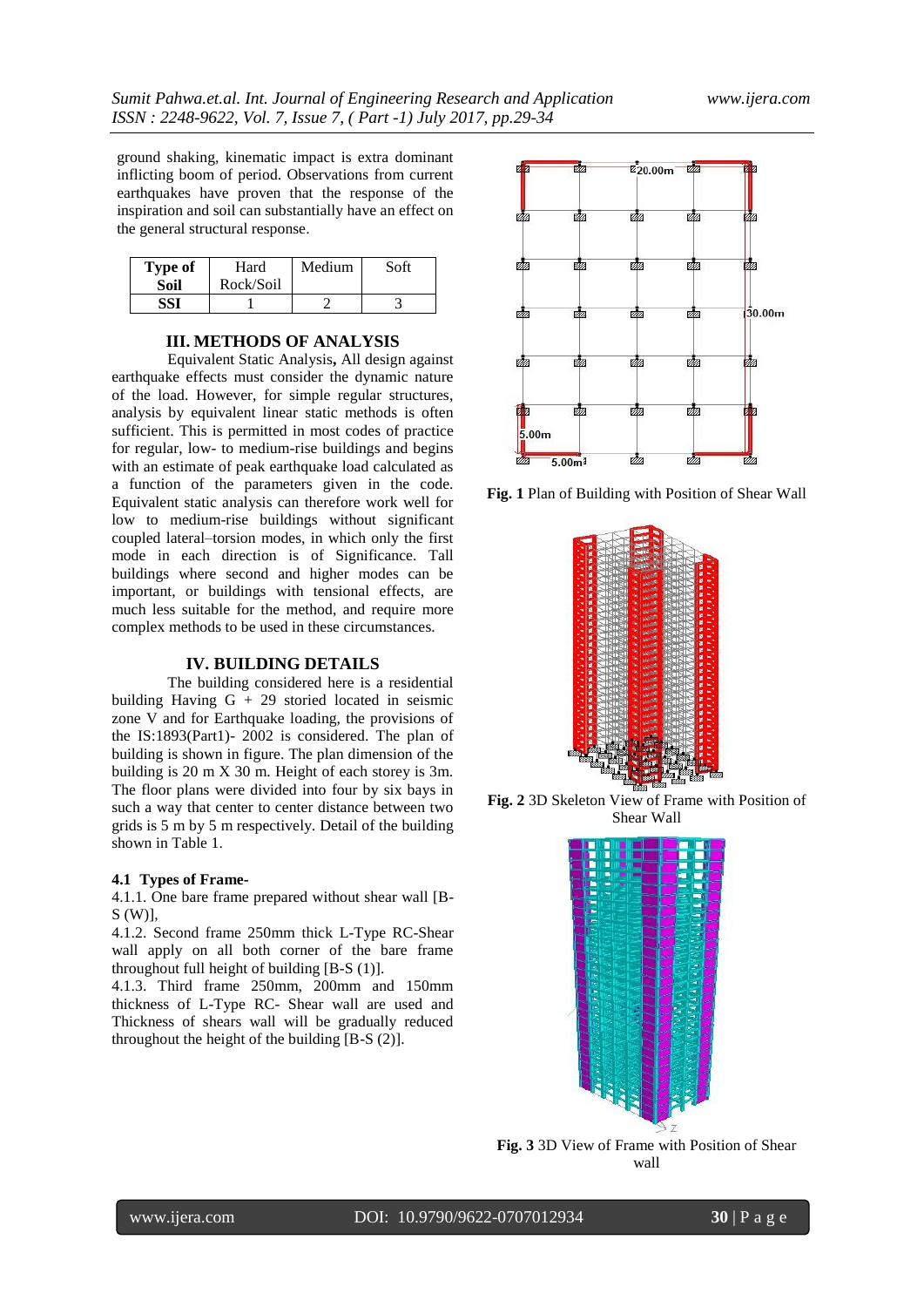ground shaking, kinematic impact is extra dominant inflicting boom of period. Observations from current earthquakes have proven that the response of the inspiration and soil can substantially have an effect on the general structural response.

| Type of Soil | Hard Rock/Soil | Medium | Soft |
|---|---|---|---|
| SSI | 1 | 2 | 3 |

## III. METHODS OF ANALYSIS

Equivalent Static Analysis**,** All design against earthquake effects must consider the dynamic nature of the load. However, for simple regular structures, analysis by equivalent linear static methods is often sufficient. This is permitted in most codes of practice for regular, low- to medium-rise buildings and begins with an estimate of peak earthquake load calculated as a function of the parameters given in the code. Equivalent static analysis can therefore work well for low to medium-rise buildings without significant coupled lateral–torsion modes, in which only the first mode in each direction is of Significance. Tall buildings where second and higher modes can be important, or buildings with tensional effects, are much less suitable for the method, and require more complex methods to be used in these circumstances.

## IV. BUILDING DETAILS

The building considered here is a residential building Having G + 29 storied located in seismic zone V and for Earthquake loading, the provisions of the IS:1893(Part1)- 2002 is considered. The plan of building is shown in figure. The plan dimension of the building is 20 m X 30 m. Height of each storey is 3m. The floor plans were divided into four by six bays in such a way that center to center distance between two grids is 5 m by 5 m respectively. Detail of the building shown in Table 1.

### 4.1 Types of Frame-

4.1.1. One bare frame prepared without shear wall [B-S (W)],

4.1.2. Second frame 250mm thick L-Type RC-Shear wall apply on all both corner of the bare frame throughout full height of building [B-S (1)].

4.1.3. Third frame 250mm, 200mm and 150mm thickness of L-Type RC- Shear wall are used and Thickness of shears wall will be gradually reduced throughout the height of the building [B-S (2)].

**Fig. 1** Plan of Building with Position of Shear Wall

**Fig. 2** 3D Skeleton View of Frame with Position of Shear Wall

**Fig. 3** 3D View of Frame with Position of Shear wall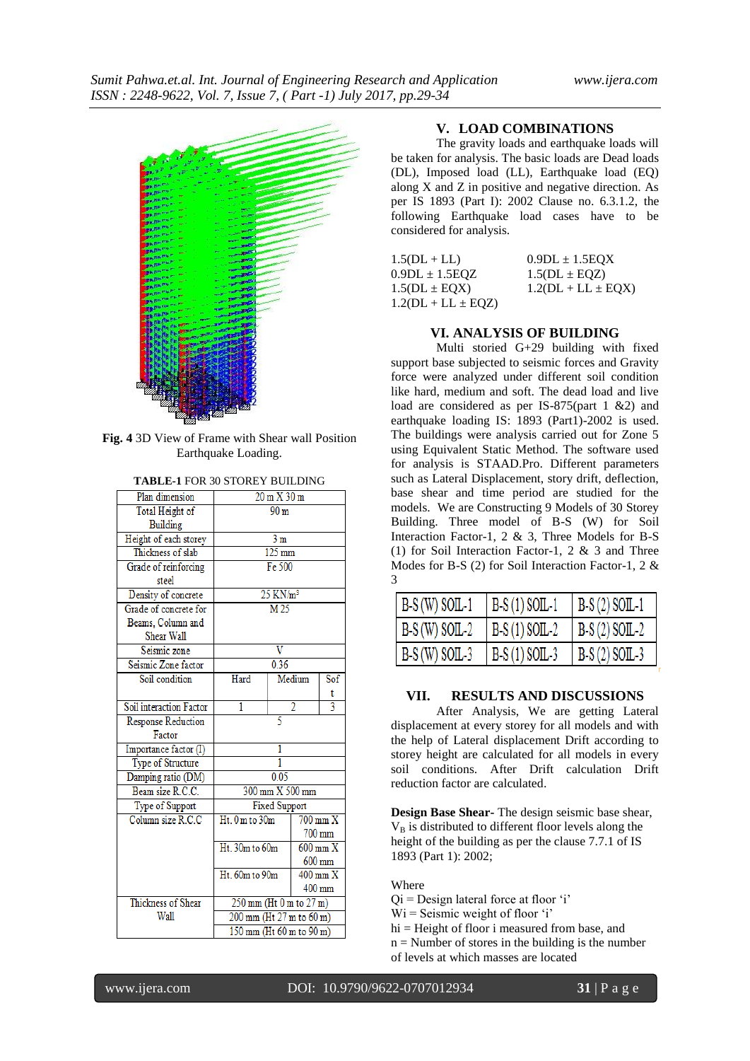**Fig. 4** 3D View of Frame with Shear wall Position Earthquake Loading.

**TABLE-1** FOR 30 STOREY BUILDING

| Plan dimension | 20 m X 30 m | | |
|---|---|---|---|
| Total Height of Building | 90 m | | |
| Height of each storey | 3 m | | |
| Thickness of slab | 125 mm | | |
| Grade of reinforcing steel | Fe 500 | | |
| Density of concrete | 25 KN/m³ | | |
| Grade of concrete for Beams, Column and Shear Wall | M 25 | | |
| Seismic zone | V | | |
| Seismic Zone factor | 0.36 | | |
| Soil condition | Hard | Medium | Soft |
| Soil interaction Factor | 1 | 2 | 3 |
| Response Reduction Factor | 5 | | |
| Importance factor (I) | 1 | | |
| Type of Structure | 1 | | |
| Damping ratio (DM) | 0.05 | | |
| Beam size R.C.C. | 300 mm X 500 mm | | |
| Type of Support | Fixed Support | | |
| Column size R.C.C | Ht. 0m to 30m | 700 mm X 700 mm | |
| | Ht. 30m to 60m | 600 mm X 600 mm | |
| | Ht. 60m to 90m | 400 mm X 400 mm | |
| Thickness of Shear Wall | 250 mm (Ht 0 m to 27 m) | | |
| | 200 mm (Ht 27 m to 60 m) | | |
| | 150 mm (Ht 60 m to 90 m) | | |

## V. LOAD COMBINATIONS

The gravity loads and earthquake loads will be taken for analysis. The basic loads are Dead loads (DL), Imposed load (LL), Earthquake load (EQ) along X and Z in positive and negative direction. As per IS 1893 (Part I): 2002 Clause no. 6.3.1.2, the following Earthquake load cases have to be considered for analysis.

| | |
|---|---|
| 1.5(DL + LL) | 0.9DL ± 1.5EQX |
| 0.9DL ± 1.5EQZ | 1.5(DL ± EQZ) |
| 1.5(DL ± EQX) | 1.2(DL + LL ± EQX) |
| 1.2(DL + LL ± EQZ) | |

## VI. ANALYSIS OF BUILDING

Multi storied G+29 building with fixed support base subjected to seismic forces and Gravity force were analyzed under different soil condition like hard, medium and soft. The dead load and live load are considered as per IS-875(part 1 &2) and earthquake loading IS: 1893 (Part1)-2002 is used. The buildings were analysis carried out for Zone 5 using Equivalent Static Method. The software used for analysis is STAAD.Pro. Different parameters such as Lateral Displacement, story drift, deflection, base shear and time period are studied for the models. We are Constructing 9 Models of 30 Storey Building. Three model of B-S (W) for Soil Interaction Factor-1, 2 & 3, Three Models for B-S (1) for Soil Interaction Factor-1, 2 & 3 and Three Modes for B-S (2) for Soil Interaction Factor-1, 2 & 3

| | | |
|---|---|---|
| B-S (W) SOIL-1 | B-S (1) SOIL-1 | B-S (2) SOIL-1 |
| B-S (W) SOIL-2 | B-S (1) SOIL-2 | B-S (2) SOIL-2 |
| B-S (W) SOIL-3 | B-S (1) SOIL-3 | B-S (2) SOIL-3 |

## VII. RESULTS AND DISCUSSIONS

After Analysis, We are getting Lateral displacement at every storey for all models and with the help of Lateral displacement Drift according to storey height are calculated for all models in every soil conditions. After Drift calculation Drift reduction factor are calculated.

**Design Base Shear-** The design seismic base shear, $V_B$ is distributed to different floor levels along the height of the building as per the clause 7.7.1 of IS 1893 (Part 1): 2002;

Where
Qi = Design lateral force at floor 'i'
Wi = Seismic weight of floor 'i'
hi = Height of floor i measured from base, and
n = Number of stores in the building is the number of levels at which masses are located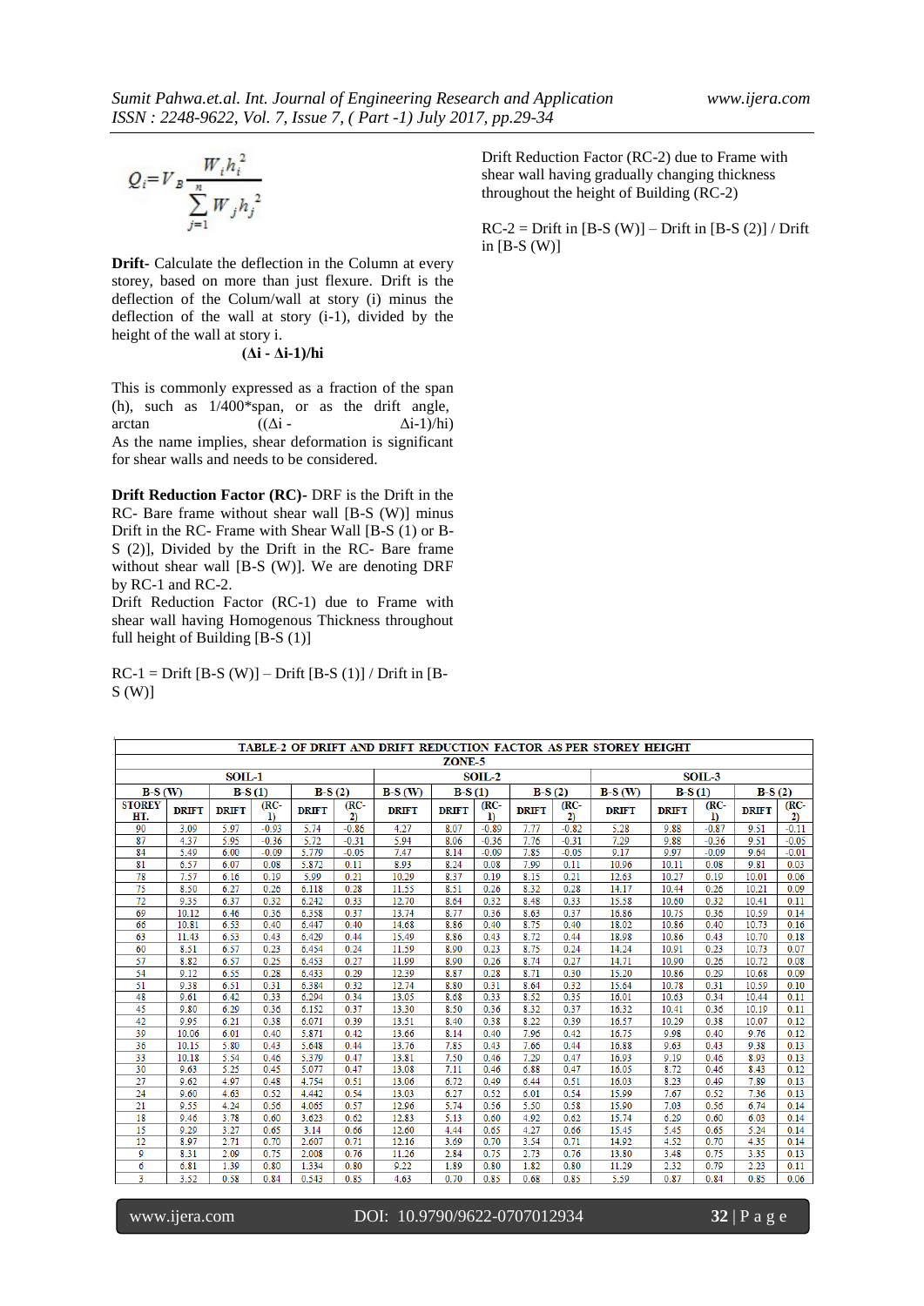$$Q_i = V_B \frac{W_i h_i^2}{\sum_{j=1}^{n} W_j h_j^2}$$

**Drift-** Calculate the deflection in the Column at every storey, based on more than just flexure. Drift is the deflection of the Colum/wall at story (i) minus the deflection of the wall at story (i-1), divided by the height of the wall at story i.

$$(\Delta i - \Delta i\text{-}1)/hi$$

This is commonly expressed as a fraction of the span (h), such as 1/400*span, or as the drift angle, arctan $((\Delta i - \Delta i\text{-}1)/hi)$
As the name implies, shear deformation is significant for shear walls and needs to be considered.

**Drift Reduction Factor (RC)-** DRF is the Drift in the RC- Bare frame without shear wall [B-S (W)] minus Drift in the RC- Frame with Shear Wall [B-S (1) or B-S (2)], Divided by the Drift in the RC- Bare frame without shear wall [B-S (W)]. We are denoting DRF by RC-1 and RC-2.
Drift Reduction Factor (RC-1) due to Frame with shear wall having Homogenous Thickness throughout full height of Building [B-S (1)]

RC-1 = Drift [B-S (W)] – Drift [B-S (1)] / Drift in [B-S (W)]

Drift Reduction Factor (RC-2) due to Frame with shear wall having gradually changing thickness throughout the height of Building (RC-2)

RC-2 = Drift in [B-S (W)] – Drift in [B-S (2)] / Drift in [B-S (W)]

**TABLE-2 OF DRIFT AND DRIFT REDUCTION FACTOR AS PER STOREY HEIGHT**

**ZONE-5**

| | SOIL-1 | | | | | | SOIL-2 | | | | | SOIL-3 | | | | |
|---|---|---|---|---|---|---|---|---|---|---|---|---|---|---|---|---|
| B-S (W) | | B-S (1) | | B-S (2) | | B-S (W) | B-S (1) | | B-S (2) | | B-S (W) | B-S (1) | | B-S (2) | | |
| STOREY HT. | DRIFT | DRIFT | (RC-1) | DRIFT | (RC-2) | DRIFT | DRIFT | (RC-1) | DRIFT | (RC-2) | DRIFT | DRIFT | (RC-1) | DRIFT | (RC-2) | |
| 90 | 3.09 | 5.97 | -0.93 | 5.74 | -0.86 | 4.27 | 8.07 | -0.89 | 7.77 | -0.82 | 5.28 | 9.88 | -0.87 | 9.51 | -0.11 | |
| 87 | 4.37 | 5.95 | -0.36 | 5.72 | -0.31 | 5.94 | 8.06 | -0.36 | 7.76 | -0.31 | 7.29 | 9.88 | -0.36 | 9.51 | -0.05 | |
| 84 | 5.49 | 6.00 | -0.09 | 5.779 | -0.05 | 7.47 | 8.14 | -0.09 | 7.85 | -0.05 | 9.17 | 9.97 | -0.09 | 9.64 | -0.01 | |
| 81 | 6.57 | 6.07 | 0.08 | 5.872 | 0.11 | 8.93 | 8.24 | 0.08 | 7.90 | 0.11 | 10.96 | 10.11 | 0.08 | 9.81 | 0.03 | |
| 78 | 7.57 | 6.16 | 0.19 | 5.99 | 0.21 | 10.29 | 8.37 | 0.19 | 8.15 | 0.21 | 12.63 | 10.27 | 0.19 | 10.01 | 0.06 | |
| 75 | 8.50 | 6.27 | 0.26 | 6.118 | 0.28 | 11.55 | 8.51 | 0.26 | 8.32 | 0.28 | 14.17 | 10.44 | 0.26 | 10.21 | 0.09 | |
| 72 | 9.35 | 6.37 | 0.32 | 6.242 | 0.33 | 12.70 | 8.64 | 0.32 | 8.48 | 0.33 | 15.58 | 10.60 | 0.32 | 10.41 | 0.11 | |
| 69 | 10.12 | 6.46 | 0.36 | 6.358 | 0.37 | 13.74 | 8.77 | 0.36 | 8.63 | 0.37 | 16.86 | 10.75 | 0.36 | 10.59 | 0.14 | |
| 66 | 10.81 | 6.53 | 0.40 | 6.447 | 0.40 | 14.68 | 8.86 | 0.40 | 8.75 | 0.40 | 18.02 | 10.86 | 0.40 | 10.73 | 0.16 | |
| 63 | 11.43 | 6.53 | 0.43 | 6.429 | 0.44 | 15.49 | 8.86 | 0.43 | 8.72 | 0.44 | 18.98 | 10.86 | 0.43 | 10.70 | 0.18 | |
| 60 | 8.51 | 6.57 | 0.23 | 6.454 | 0.24 | 11.59 | 8.90 | 0.23 | 8.75 | 0.24 | 14.24 | 10.91 | 0.23 | 10.73 | 0.07 | |
| 57 | 8.82 | 6.57 | 0.25 | 6.453 | 0.27 | 11.99 | 8.90 | 0.26 | 8.74 | 0.27 | 14.71 | 10.90 | 0.26 | 10.72 | 0.08 | |
| 54 | 9.12 | 6.55 | 0.28 | 6.433 | 0.29 | 12.39 | 8.87 | 0.28 | 8.71 | 0.30 | 15.20 | 10.86 | 0.29 | 10.68 | 0.09 | |
| 51 | 9.38 | 6.51 | 0.31 | 6.384 | 0.32 | 12.74 | 8.80 | 0.31 | 8.64 | 0.32 | 15.64 | 10.78 | 0.31 | 10.59 | 0.10 | |
| 48 | 9.61 | 6.42 | 0.33 | 6.294 | 0.34 | 13.05 | 8.68 | 0.33 | 8.52 | 0.35 | 16.01 | 10.63 | 0.34 | 10.44 | 0.11 | |
| 45 | 9.80 | 6.29 | 0.36 | 6.152 | 0.37 | 13.30 | 8.50 | 0.36 | 8.32 | 0.37 | 16.32 | 10.41 | 0.36 | 10.19 | 0.11 | |
| 42 | 9.95 | 6.21 | 0.38 | 6.071 | 0.39 | 13.51 | 8.40 | 0.38 | 8.22 | 0.39 | 16.57 | 10.29 | 0.38 | 10.07 | 0.12 | |
| 39 | 10.06 | 6.01 | 0.40 | 5.871 | 0.42 | 13.66 | 8.14 | 0.40 | 7.96 | 0.42 | 16.75 | 9.98 | 0.40 | 9.76 | 0.12 | |
| 36 | 10.15 | 5.80 | 0.43 | 5.648 | 0.44 | 13.76 | 7.85 | 0.43 | 7.66 | 0.44 | 16.88 | 9.63 | 0.43 | 9.38 | 0.13 | |
| 33 | 10.18 | 5.54 | 0.46 | 5.379 | 0.47 | 13.81 | 7.50 | 0.46 | 7.29 | 0.47 | 16.93 | 9.19 | 0.46 | 8.93 | 0.13 | |
| 30 | 9.63 | 5.25 | 0.45 | 5.077 | 0.47 | 13.08 | 7.11 | 0.46 | 6.88 | 0.47 | 16.05 | 8.72 | 0.46 | 8.43 | 0.12 | |
| 27 | 9.62 | 4.97 | 0.48 | 4.754 | 0.51 | 13.06 | 6.72 | 0.49 | 6.44 | 0.51 | 16.03 | 8.23 | 0.49 | 7.89 | 0.13 | |
| 24 | 9.60 | 4.63 | 0.52 | 4.442 | 0.54 | 13.03 | 6.27 | 0.52 | 6.01 | 0.54 | 15.99 | 7.67 | 0.52 | 7.36 | 0.13 | |
| 21 | 9.55 | 4.24 | 0.56 | 4.065 | 0.57 | 12.96 | 5.74 | 0.56 | 5.50 | 0.58 | 15.90 | 7.03 | 0.56 | 6.74 | 0.14 | |
| 18 | 9.46 | 3.78 | 0.60 | 3.623 | 0.62 | 12.83 | 5.13 | 0.60 | 4.92 | 0.62 | 15.74 | 6.29 | 0.60 | 6.03 | 0.14 | |
| 15 | 9.29 | 3.27 | 0.65 | 3.14 | 0.66 | 12.60 | 4.44 | 0.65 | 4.27 | 0.66 | 15.45 | 5.45 | 0.65 | 5.24 | 0.14 | |
| 12 | 8.97 | 2.71 | 0.70 | 2.607 | 0.71 | 12.16 | 3.69 | 0.70 | 3.54 | 0.71 | 14.92 | 4.52 | 0.70 | 4.35 | 0.14 | |
| 9 | 8.31 | 2.09 | 0.75 | 2.008 | 0.76 | 11.26 | 2.84 | 0.75 | 2.73 | 0.76 | 13.80 | 3.48 | 0.75 | 3.35 | 0.13 | |
| 6 | 6.81 | 1.39 | 0.80 | 1.334 | 0.80 | 9.22 | 1.89 | 0.80 | 1.82 | 0.80 | 11.29 | 2.32 | 0.79 | 2.23 | 0.11 | |
| 3 | 3.52 | 0.58 | 0.84 | 0.543 | 0.85 | 4.63 | 0.70 | 0.85 | 0.68 | 0.85 | 5.59 | 0.87 | 0.84 | 0.85 | 0.06 | |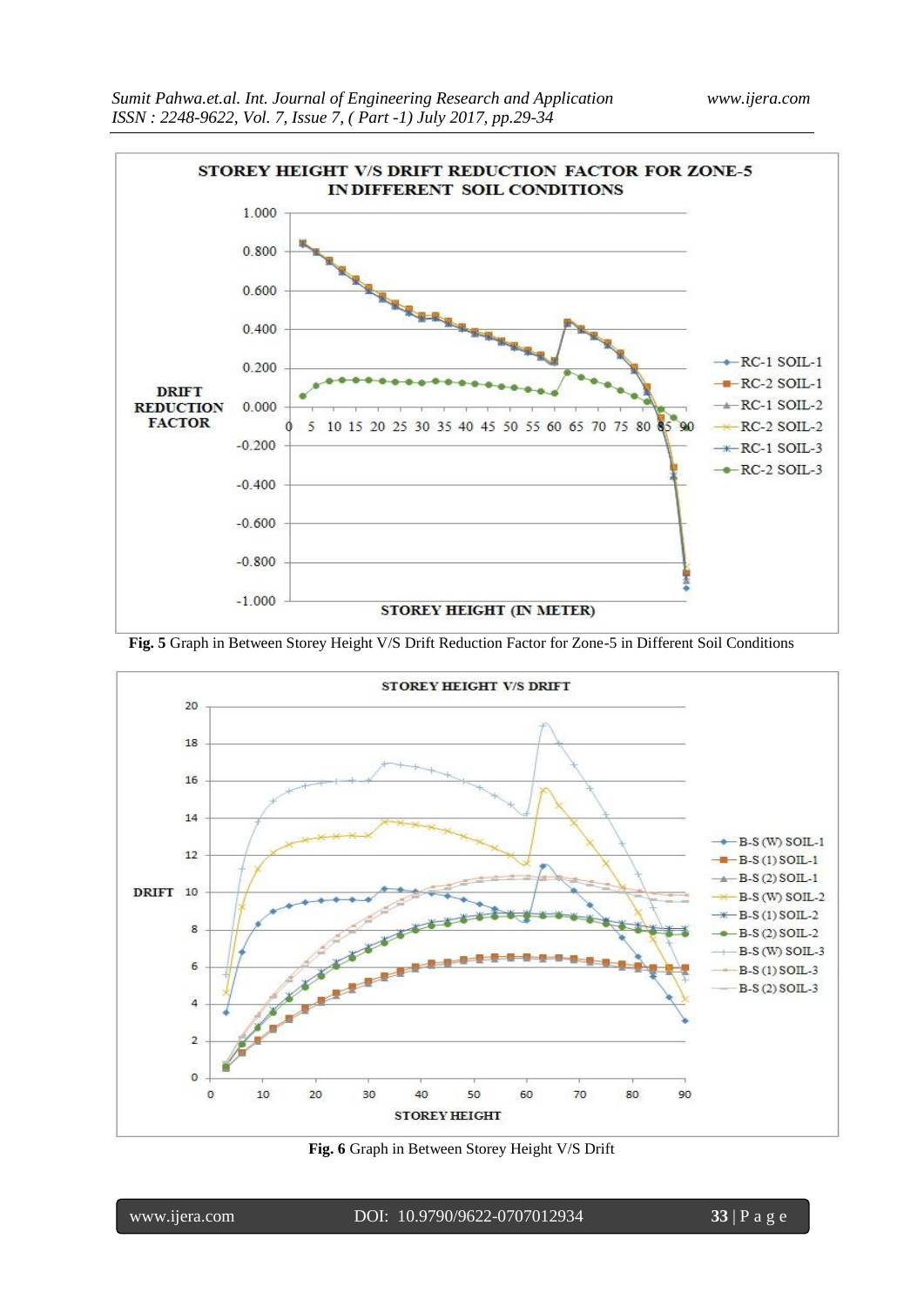**Fig. 5** Graph in Between Storey Height V/S Drift Reduction Factor for Zone-5 in Different Soil Conditions

**Fig. 6** Graph in Between Storey Height V/S Drift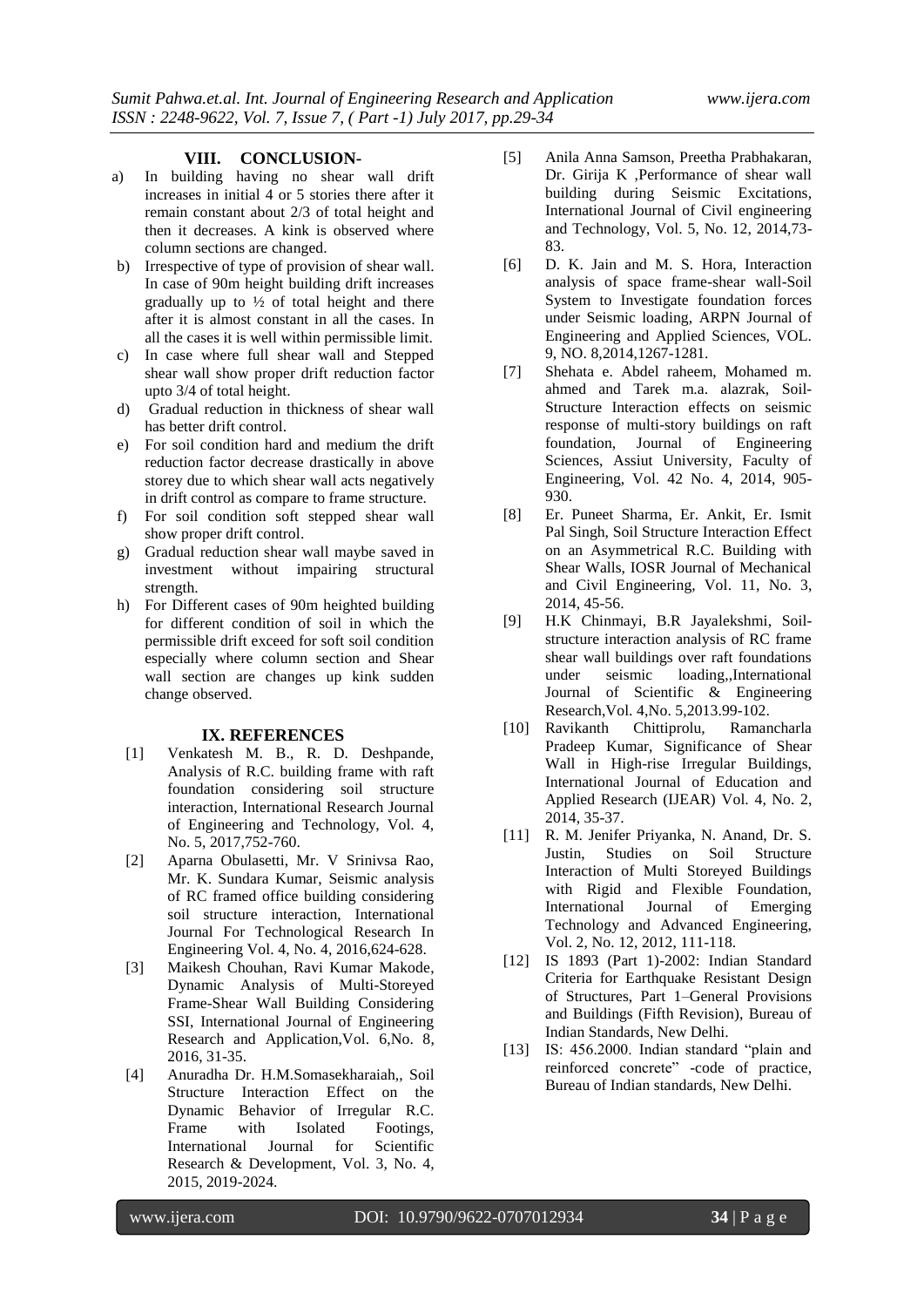## VIII. CONCLUSION-

a) In building having no shear wall drift increases in initial 4 or 5 stories there after it remain constant about 2/3 of total height and then it decreases. A kink is observed where column sections are changed.
b) Irrespective of type of provision of shear wall. In case of 90m height building drift increases gradually up to ½ of total height and there after it is almost constant in all the cases. In all the cases it is well within permissible limit.
c) In case where full shear wall and Stepped shear wall show proper drift reduction factor upto 3/4 of total height.
d) Gradual reduction in thickness of shear wall has better drift control.
e) For soil condition hard and medium the drift reduction factor decrease drastically in above storey due to which shear wall acts negatively in drift control as compare to frame structure.
f) For soil condition soft stepped shear wall show proper drift control.
g) Gradual reduction shear wall maybe saved in investment without impairing structural strength.
h) For Different cases of 90m heighted building for different condition of soil in which the permissible drift exceed for soft soil condition especially where column section and Shear wall section are changes up kink sudden change observed.

## IX. REFERENCES

[1] Venkatesh M. B., R. D. Deshpande, Analysis of R.C. building frame with raft foundation considering soil structure interaction, International Research Journal of Engineering and Technology, Vol. 4, No. 5, 2017,752-760.

[2] Aparna Obulasetti, Mr. V Srinivsa Rao, Mr. K. Sundara Kumar, Seismic analysis of RC framed office building considering soil structure interaction, International Journal For Technological Research In Engineering Vol. 4, No. 4, 2016,624-628.

[3] Maikesh Chouhan, Ravi Kumar Makode, Dynamic Analysis of Multi-Storeyed Frame-Shear Wall Building Considering SSI, International Journal of Engineering Research and Application,Vol. 6,No. 8, 2016, 31-35.

[4] Anuradha Dr. H.M.Somasekharaiah,, Soil Structure Interaction Effect on the Dynamic Behavior of Irregular R.C. Frame with Isolated Footings, International Journal for Scientific Research & Development, Vol. 3, No. 4, 2015, 2019-2024.

[5] Anila Anna Samson, Preetha Prabhakaran, Dr. Girija K ,Performance of shear wall building during Seismic Excitations, International Journal of Civil engineering and Technology, Vol. 5, No. 12, 2014,73-83.

[6] D. K. Jain and M. S. Hora, Interaction analysis of space frame-shear wall-Soil System to Investigate foundation forces under Seismic loading, ARPN Journal of Engineering and Applied Sciences, VOL. 9, NO. 8,2014,1267-1281.

[7] Shehata e. Abdel raheem, Mohamed m. ahmed and Tarek m.a. alazrak, Soil-Structure Interaction effects on seismic response of multi-story buildings on raft foundation, Journal of Engineering Sciences, Assiut University, Faculty of Engineering, Vol. 42 No. 4, 2014, 905-930.

[8] Er. Puneet Sharma, Er. Ankit, Er. Ismit Pal Singh, Soil Structure Interaction Effect on an Asymmetrical R.C. Building with Shear Walls, IOSR Journal of Mechanical and Civil Engineering, Vol. 11, No. 3, 2014, 45-56.

[9] H.K Chinmayi, B.R Jayalekshmi, Soil-structure interaction analysis of RC frame shear wall buildings over raft foundations under seismic loading,,International Journal of Scientific & Engineering Research,Vol. 4,No. 5,2013.99-102.

[10] Ravikanth Chittiprolu, Ramancharla Pradeep Kumar, Significance of Shear Wall in High-rise Irregular Buildings, International Journal of Education and Applied Research (IJEAR) Vol. 4, No. 2, 2014, 35-37.

[11] R. M. Jenifer Priyanka, N. Anand, Dr. S. Justin, Studies on Soil Structure Interaction of Multi Storeyed Buildings with Rigid and Flexible Foundation, International Journal of Emerging Technology and Advanced Engineering, Vol. 2, No. 12, 2012, 111-118.

[12] IS 1893 (Part 1)-2002: Indian Standard Criteria for Earthquake Resistant Design of Structures, Part 1–General Provisions and Buildings (Fifth Revision), Bureau of Indian Standards, New Delhi.

[13] IS: 456.2000. Indian standard "plain and reinforced concrete" -code of practice, Bureau of Indian standards, New Delhi.